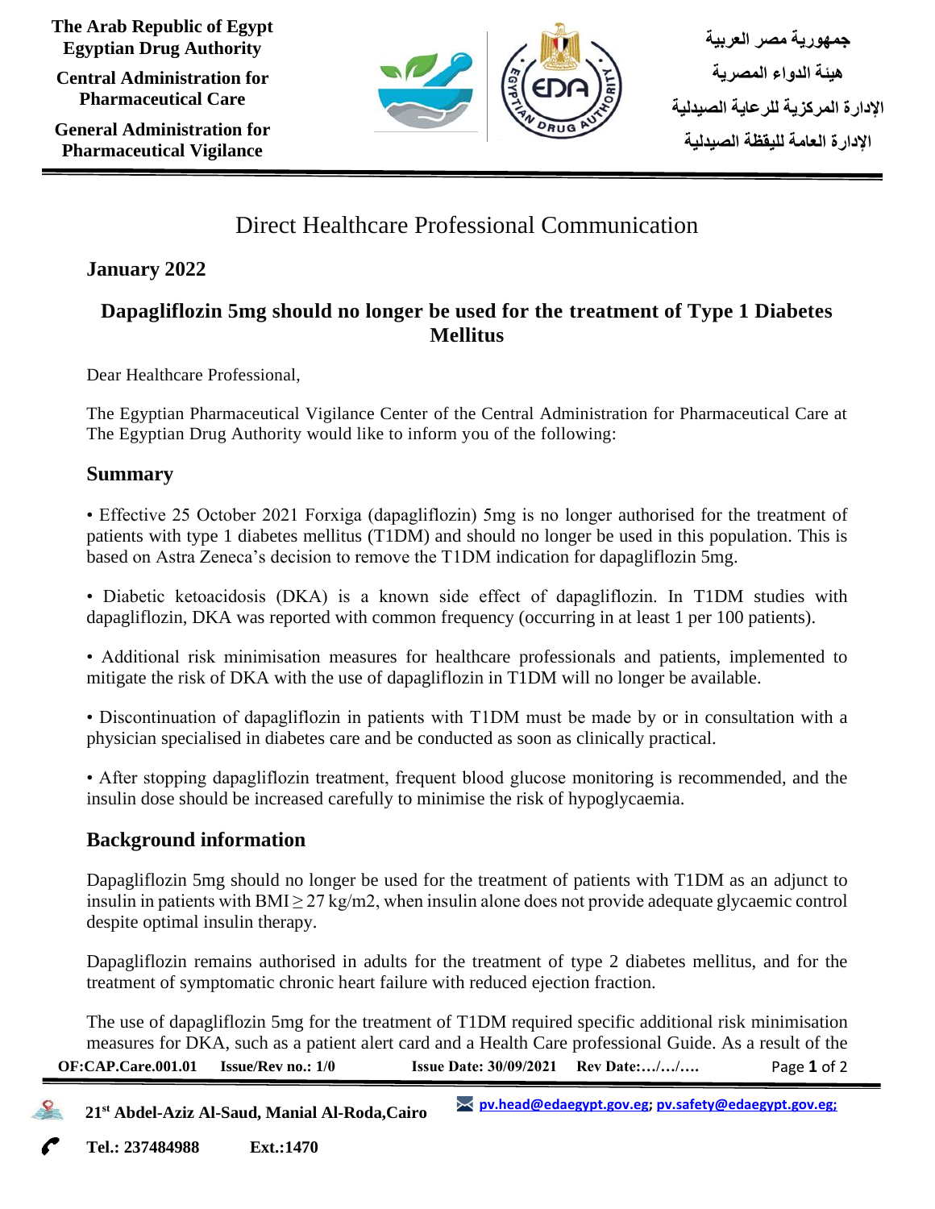The Arab Republic of Egypt
Egyptian Drug Authority

Central Administration for Pharmaceutical Care

General Administration for Pharmaceutical Vigilance

جمهورية مصر العربية

هيئة الدواء المصرية

الإدارة المركزية للرعاية الصيدلية

الإدارة العامة لليقظة الصيدلية

# Direct Healthcare Professional Communication

**January 2022**

## Dapagliflozin 5mg should no longer be used for the treatment of Type 1 Diabetes Mellitus

Dear Healthcare Professional,

The Egyptian Pharmaceutical Vigilance Center of the Central Administration for Pharmaceutical Care at The Egyptian Drug Authority would like to inform you of the following:

## Summary

- Effective 25 October 2021 Forxiga (dapagliflozin) 5mg is no longer authorised for the treatment of patients with type 1 diabetes mellitus (T1DM) and should no longer be used in this population. This is based on Astra Zeneca's decision to remove the T1DM indication for dapagliflozin 5mg.

- Diabetic ketoacidosis (DKA) is a known side effect of dapagliflozin. In T1DM studies with dapagliflozin, DKA was reported with common frequency (occurring in at least 1 per 100 patients).

- Additional risk minimisation measures for healthcare professionals and patients, implemented to mitigate the risk of DKA with the use of dapagliflozin in T1DM will no longer be available.

- Discontinuation of dapagliflozin in patients with T1DM must be made by or in consultation with a physician specialised in diabetes care and be conducted as soon as clinically practical.

- After stopping dapagliflozin treatment, frequent blood glucose monitoring is recommended, and the insulin dose should be increased carefully to minimise the risk of hypoglycaemia.

## Background information

Dapagliflozin 5mg should no longer be used for the treatment of patients with T1DM as an adjunct to insulin in patients with BMI $\geq 27$ kg/m2, when insulin alone does not provide adequate glycaemic control despite optimal insulin therapy.

Dapagliflozin remains authorised in adults for the treatment of type 2 diabetes mellitus, and for the treatment of symptomatic chronic heart failure with reduced ejection fraction.

The use of dapagliflozin 5mg for the treatment of T1DM required specific additional risk minimisation measures for DKA, such as a patient alert card and a Health Care professional Guide. As a result of the

OF:CAP.Care.001.01 Issue/Rev no.: 1/0 Issue Date: 30/09/2021 Rev Date:…/…/….

21st Abdel-Aziz Al-Saud, Manial Al-Roda,Cairo pv.head@edaegypt.gov.eg; pv.safety@edaegypt.gov.eg;

Tel.: 237484988 Ext.:1470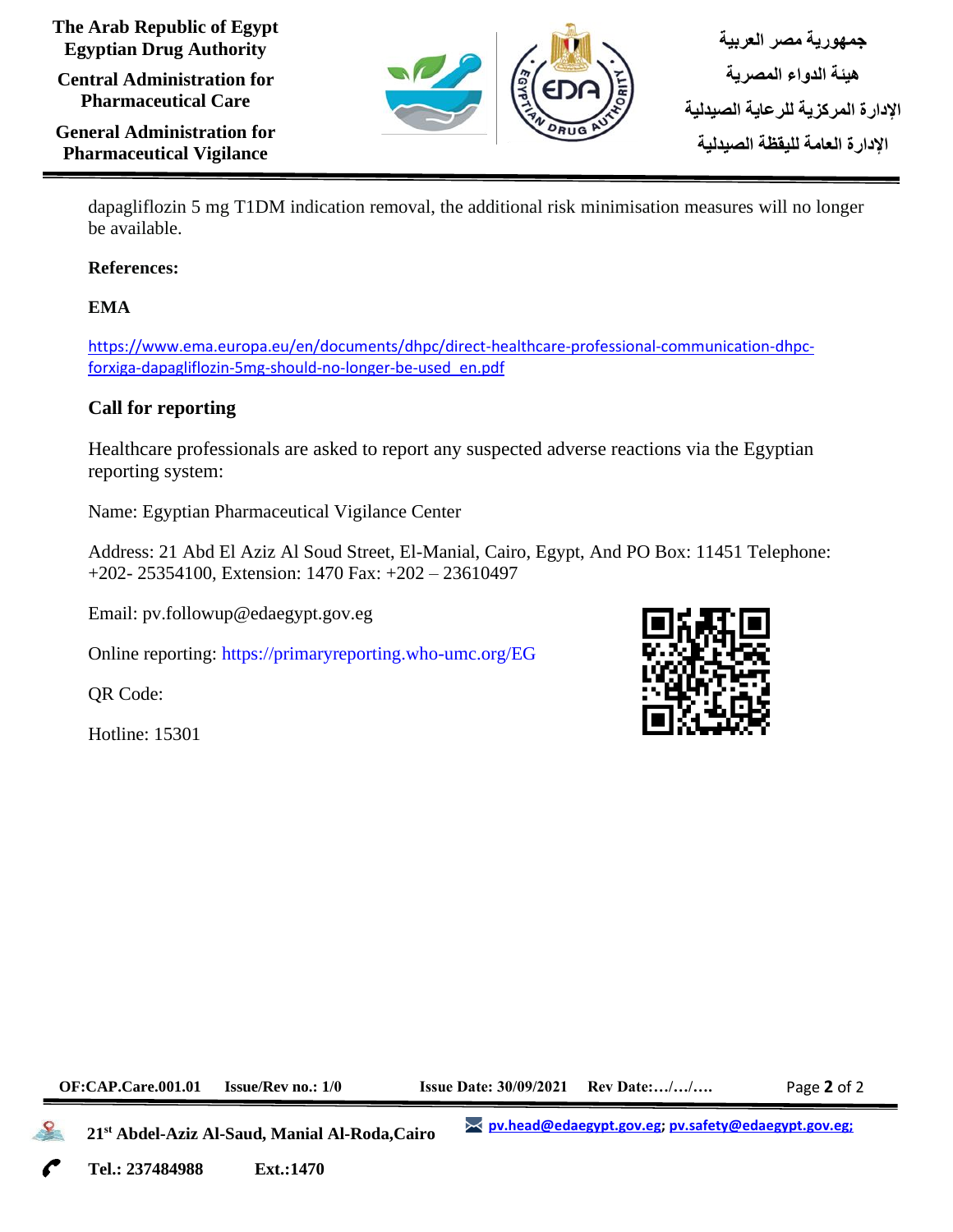dapagliflozin 5 mg T1DM indication removal, the additional risk minimisation measures will no longer be available.

**References:**

**EMA**

https://www.ema.europa.eu/en/documents/dhpc/direct-healthcare-professional-communication-dhpc-forxiga-dapagliflozin-5mg-should-no-longer-be-used_en.pdf

## Call for reporting

Healthcare professionals are asked to report any suspected adverse reactions via the Egyptian reporting system:

Name: Egyptian Pharmaceutical Vigilance Center

Address: 21 Abd El Aziz Al Soud Street, El-Manial, Cairo, Egypt, And PO Box: 11451 Telephone: +202- 25354100, Extension: 1470 Fax: +202 – 23610497

Email: pv.followup@edaegypt.gov.eg

Online reporting: https://primaryreporting.who-umc.org/EG

QR Code:

Hotline: 15301